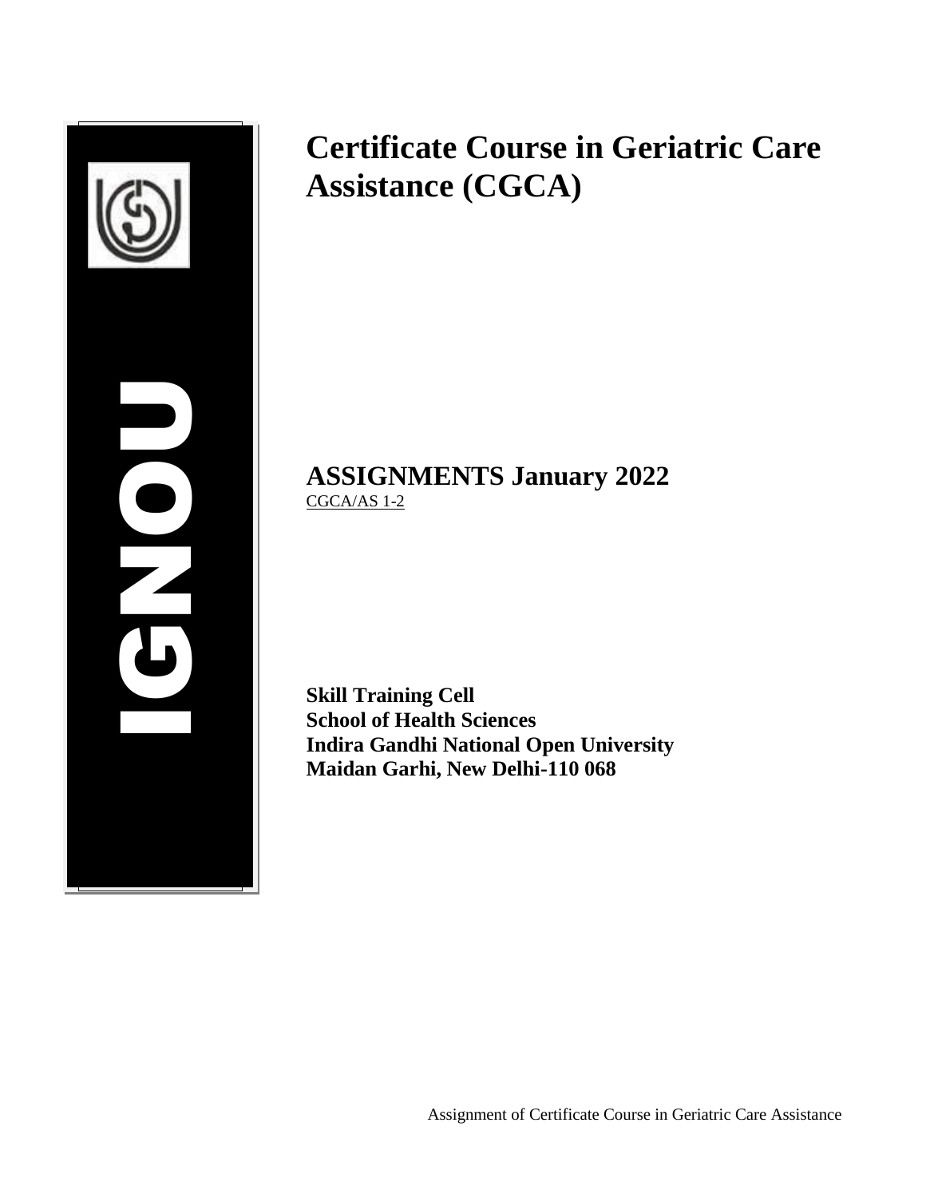IGNOU

# Certificate Course in Geriatric Care Assistance (CGCA)

## ASSIGNMENTS January 2022

CGCA/AS 1-2

**Skill Training Cell**
**School of Health Sciences**
**Indira Gandhi National Open University**
**Maidan Garhi, New Delhi-110 068**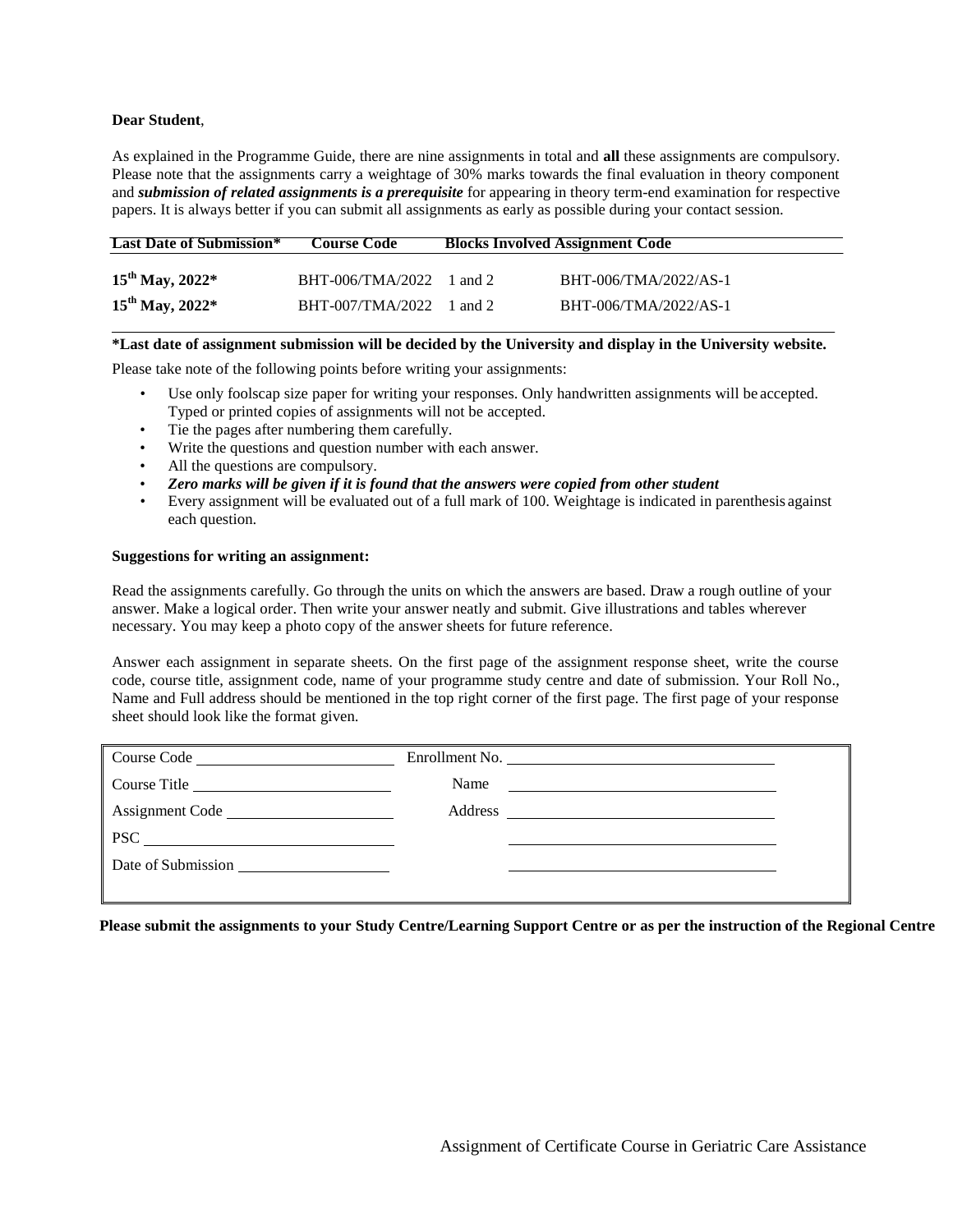**Dear Student**,

As explained in the Programme Guide, there are nine assignments in total and **all** these assignments are compulsory. Please note that the assignments carry a weightage of 30% marks towards the final evaluation in theory component and ***submission of related assignments is a prerequisite*** for appearing in theory term-end examination for respective papers. It is always better if you can submit all assignments as early as possible during your contact session.

| Last Date of Submission* | Course Code | Blocks Involved | Assignment Code |
|---|---|---|---|
| **15th May, 2022*** | BHT-006/TMA/2022 | 1 and 2 | BHT-006/TMA/2022/AS-1 |
| **15th May, 2022*** | BHT-007/TMA/2022 | 1 and 2 | BHT-006/TMA/2022/AS-1 |

**\*Last date of assignment submission will be decided by the University and display in the University website.**

Please take note of the following points before writing your assignments:

- Use only foolscap size paper for writing your responses. Only handwritten assignments will be accepted. Typed or printed copies of assignments will not be accepted.
- Tie the pages after numbering them carefully.
- Write the questions and question number with each answer.
- All the questions are compulsory.
- ***Zero marks will be given if it is found that the answers were copied from other student***
- Every assignment will be evaluated out of a full mark of 100. Weightage is indicated in parenthesis against each question.

**Suggestions for writing an assignment:**

Read the assignments carefully. Go through the units on which the answers are based. Draw a rough outline of your answer. Make a logical order. Then write your answer neatly and submit. Give illustrations and tables wherever necessary. You may keep a photo copy of the answer sheets for future reference.

Answer each assignment in separate sheets. On the first page of the assignment response sheet, write the course code, course title, assignment code, name of your programme study centre and date of submission. Your Roll No., Name and Full address should be mentioned in the top right corner of the first page. The first page of your response sheet should look like the format given.

| | |
|---|---|
| Course Code ____________ | Enrollment No. ____________ |
| Course Title ____________ | Name ____________ |
| Assignment Code ____________ | Address ____________ |
| PSC ____________ | ____________ |
| Date of Submission ____________ | ____________ |

**Please submit the assignments to your Study Centre/Learning Support Centre or as per the instruction of the Regional Centre**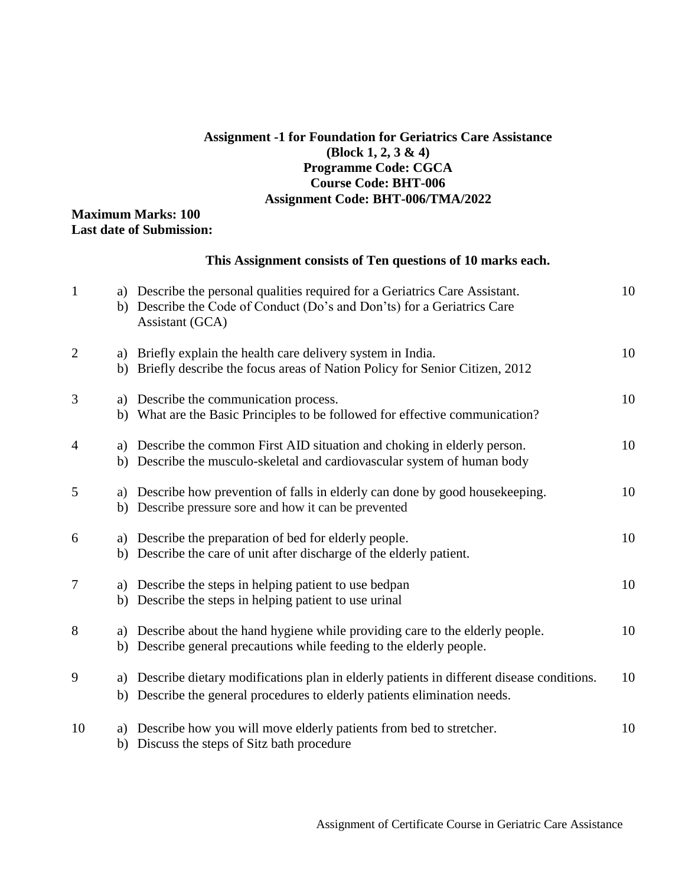**Assignment -1 for Foundation for Geriatrics Care Assistance**
**(Block 1, 2, 3 & 4)**
**Programme Code: CGCA**
**Course Code: BHT-006**
**Assignment Code: BHT-006/TMA/2022**

**Maximum Marks: 100**
**Last date of Submission:**

**This Assignment consists of Ten questions of 10 marks each.**

| | | |
|---|---|---|
| 1 | a) Describe the personal qualities required for a Geriatrics Care Assistant.<br>b) Describe the Code of Conduct (Do's and Don'ts) for a Geriatrics Care Assistant (GCA) | 10 |
| 2 | a) Briefly explain the health care delivery system in India.<br>b) Briefly describe the focus areas of Nation Policy for Senior Citizen, 2012 | 10 |
| 3 | a) Describe the communication process.<br>b) What are the Basic Principles to be followed for effective communication? | 10 |
| 4 | a) Describe the common First AID situation and choking in elderly person.<br>b) Describe the musculo-skeletal and cardiovascular system of human body | 10 |
| 5 | a) Describe how prevention of falls in elderly can done by good housekeeping.<br>b) Describe pressure sore and how it can be prevented | 10 |
| 6 | a) Describe the preparation of bed for elderly people.<br>b) Describe the care of unit after discharge of the elderly patient. | 10 |
| 7 | a) Describe the steps in helping patient to use bedpan<br>b) Describe the steps in helping patient to use urinal | 10 |
| 8 | a) Describe about the hand hygiene while providing care to the elderly people.<br>b) Describe general precautions while feeding to the elderly people. | 10 |
| 9 | a) Describe dietary modifications plan in elderly patients in different disease conditions.<br>b) Describe the general procedures to elderly patients elimination needs. | 10 |
| 10 | a) Describe how you will move elderly patients from bed to stretcher.<br>b) Discuss the steps of Sitz bath procedure | 10 |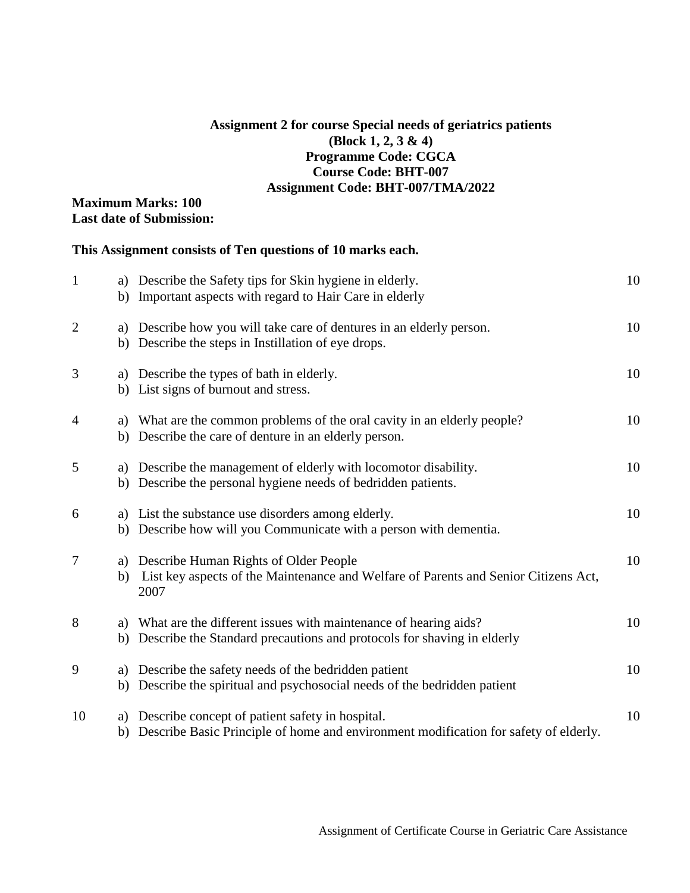**Assignment 2 for course Special needs of geriatrics patients**
**(Block 1, 2, 3 & 4)**
**Programme Code: CGCA**
**Course Code: BHT-007**
**Assignment Code: BHT-007/TMA/2022**

**Maximum Marks: 100**
**Last date of Submission:**

**This Assignment consists of Ten questions of 10 marks each.**

| | | | |
|---|---|---|---|
| 1 | a) | Describe the Safety tips for Skin hygiene in elderly. | 10 |
| | b) | Important aspects with regard to Hair Care in elderly | |
| 2 | a) | Describe how you will take care of dentures in an elderly person. | 10 |
| | b) | Describe the steps in Instillation of eye drops. | |
| 3 | a) | Describe the types of bath in elderly. | 10 |
| | b) | List signs of burnout and stress. | |
| 4 | a) | What are the common problems of the oral cavity in an elderly people? | 10 |
| | b) | Describe the care of denture in an elderly person. | |
| 5 | a) | Describe the management of elderly with locomotor disability. | 10 |
| | b) | Describe the personal hygiene needs of bedridden patients. | |
| 6 | a) | List the substance use disorders among elderly. | 10 |
| | b) | Describe how will you Communicate with a person with dementia. | |
| 7 | a) | Describe Human Rights of Older People | 10 |
| | b) | List key aspects of the Maintenance and Welfare of Parents and Senior Citizens Act, 2007 | |
| 8 | a) | What are the different issues with maintenance of hearing aids? | 10 |
| | b) | Describe the Standard precautions and protocols for shaving in elderly | |
| 9 | a) | Describe the safety needs of the bedridden patient | 10 |
| | b) | Describe the spiritual and psychosocial needs of the bedridden patient | |
| 10 | a) | Describe concept of patient safety in hospital. | 10 |
| | b) | Describe Basic Principle of home and environment modification for safety of elderly. | |